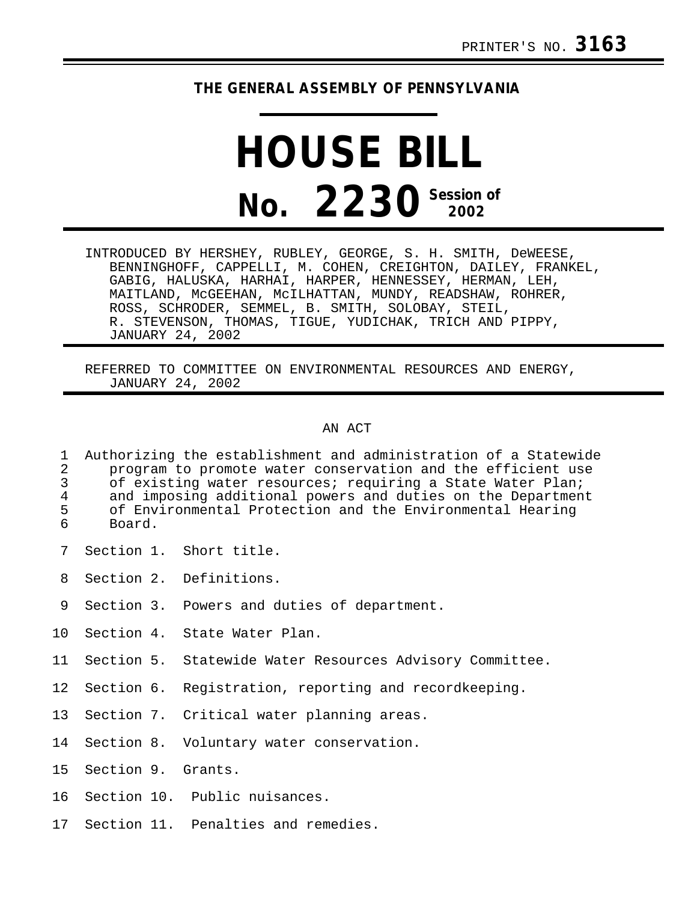PRINTER'S NO. **3163**

**THE GENERAL ASSEMBLY OF PENNSYLVANIA**

# HOUSE BILL

## No. 2230 Session of 2002

INTRODUCED BY HERSHEY, RUBLEY, GEORGE, S. H. SMITH, DeWEESE, BENNINGHOFF, CAPPELLI, M. COHEN, CREIGHTON, DAILEY, FRANKEL, GABIG, HALUSKA, HARHAI, HARPER, HENNESSEY, HERMAN, LEH, MAITLAND, McGEEHAN, McILHATTAN, MUNDY, READSHAW, ROHRER, ROSS, SCHRODER, SEMMEL, B. SMITH, SOLOBAY, STEIL, R. STEVENSON, THOMAS, TIGUE, YUDICHAK, TRICH AND PIPPY, JANUARY 24, 2002

REFERRED TO COMMITTEE ON ENVIRONMENTAL RESOURCES AND ENERGY, JANUARY 24, 2002

AN ACT

1 Authorizing the establishment and administration of a Statewide
2 program to promote water conservation and the efficient use
3 of existing water resources; requiring a State Water Plan;
4 and imposing additional powers and duties on the Department
5 of Environmental Protection and the Environmental Hearing
6 Board.

7 Section 1. Short title.

8 Section 2. Definitions.

9 Section 3. Powers and duties of department.

10 Section 4. State Water Plan.

11 Section 5. Statewide Water Resources Advisory Committee.

12 Section 6. Registration, reporting and recordkeeping.

13 Section 7. Critical water planning areas.

14 Section 8. Voluntary water conservation.

15 Section 9. Grants.

16 Section 10. Public nuisances.

17 Section 11. Penalties and remedies.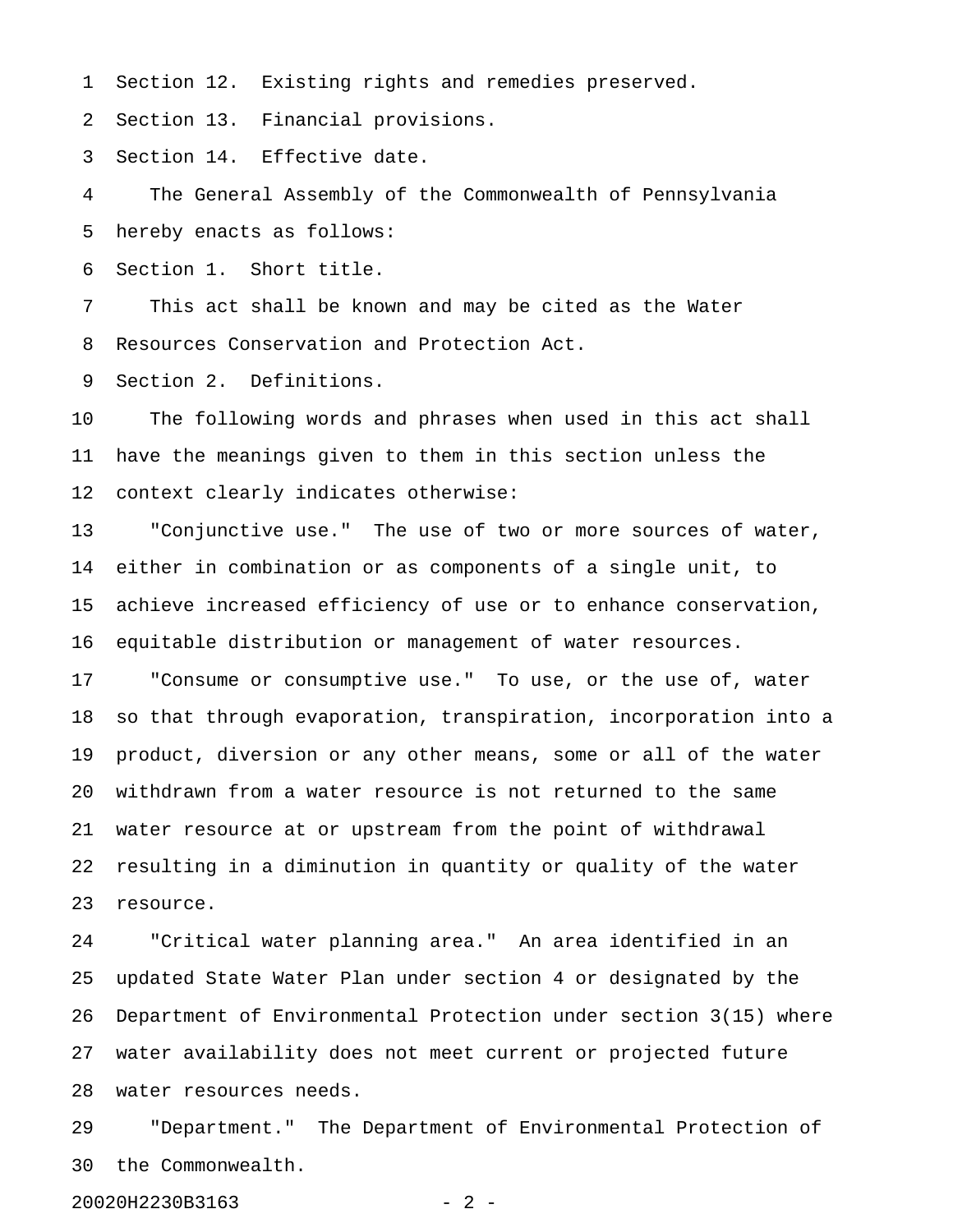Section 12. Existing rights and remedies preserved.
Section 13. Financial provisions.
Section 14. Effective date.

The General Assembly of the Commonwealth of Pennsylvania hereby enacts as follows:

Section 1. Short title.

This act shall be known and may be cited as the Water Resources Conservation and Protection Act.

Section 2. Definitions.

The following words and phrases when used in this act shall have the meanings given to them in this section unless the context clearly indicates otherwise:

"Conjunctive use." The use of two or more sources of water, either in combination or as components of a single unit, to achieve increased efficiency of use or to enhance conservation, equitable distribution or management of water resources.

"Consume or consumptive use." To use, or the use of, water so that through evaporation, transpiration, incorporation into a product, diversion or any other means, some or all of the water withdrawn from a water resource is not returned to the same water resource at or upstream from the point of withdrawal resulting in a diminution in quantity or quality of the water resource.

"Critical water planning area." An area identified in an updated State Water Plan under section 4 or designated by the Department of Environmental Protection under section 3(15) where water availability does not meet current or projected future water resources needs.

"Department." The Department of Environmental Protection of the Commonwealth.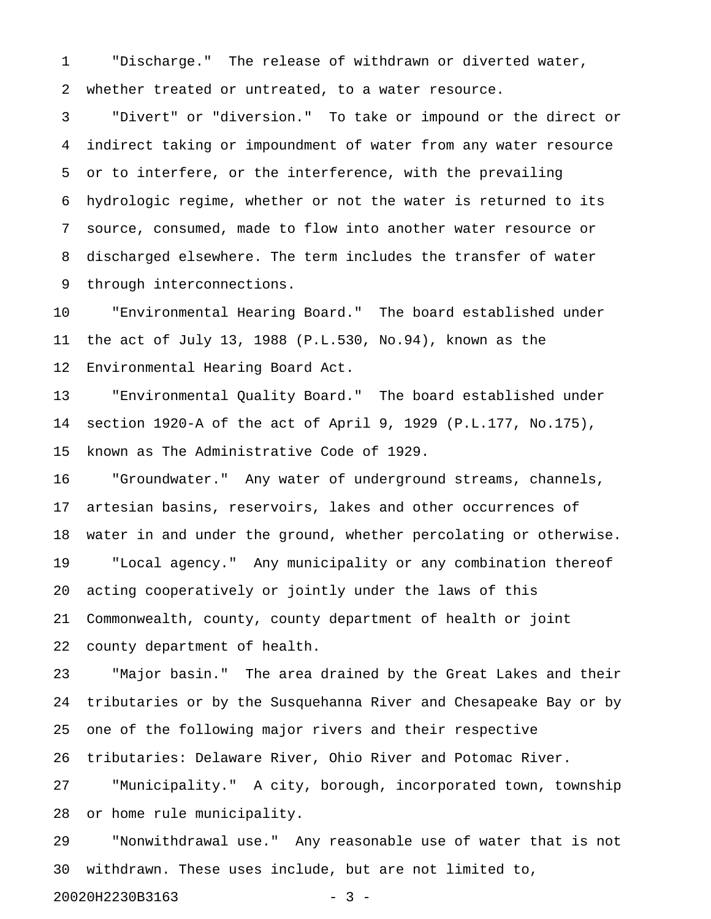"Discharge." The release of withdrawn or diverted water, whether treated or untreated, to a water resource.

"Divert" or "diversion." To take or impound or the direct or indirect taking or impoundment of water from any water resource or to interfere, or the interference, with the prevailing hydrologic regime, whether or not the water is returned to its source, consumed, made to flow into another water resource or discharged elsewhere. The term includes the transfer of water through interconnections.

"Environmental Hearing Board." The board established under the act of July 13, 1988 (P.L.530, No.94), known as the Environmental Hearing Board Act.

"Environmental Quality Board." The board established under section 1920-A of the act of April 9, 1929 (P.L.177, No.175), known as The Administrative Code of 1929.

"Groundwater." Any water of underground streams, channels, artesian basins, reservoirs, lakes and other occurrences of water in and under the ground, whether percolating or otherwise.

"Local agency." Any municipality or any combination thereof acting cooperatively or jointly under the laws of this Commonwealth, county, county department of health or joint county department of health.

"Major basin." The area drained by the Great Lakes and their tributaries or by the Susquehanna River and Chesapeake Bay or by one of the following major rivers and their respective tributaries: Delaware River, Ohio River and Potomac River.

"Municipality." A city, borough, incorporated town, township or home rule municipality.

"Nonwithdrawal use." Any reasonable use of water that is not withdrawn. These uses include, but are not limited to,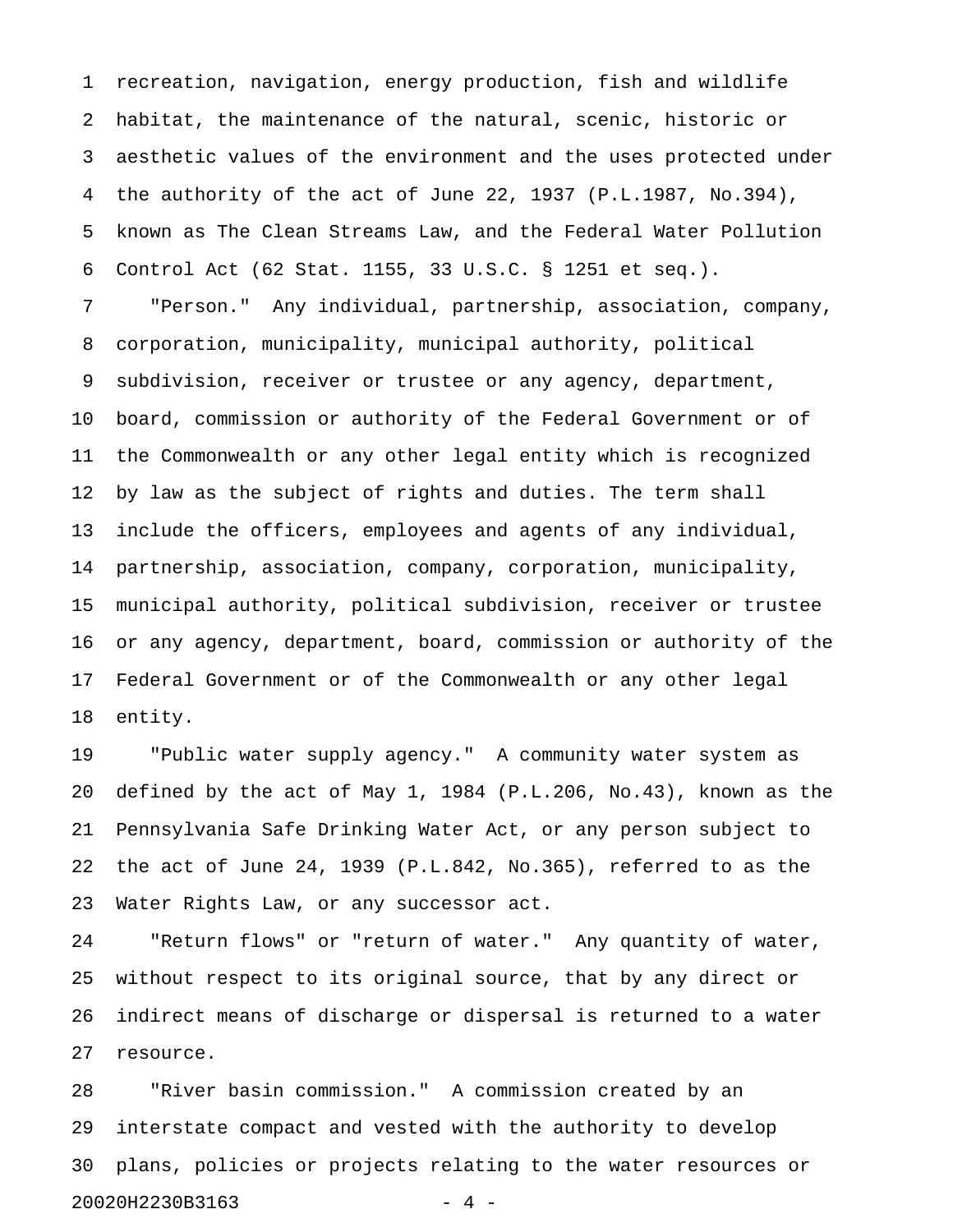recreation, navigation, energy production, fish and wildlife habitat, the maintenance of the natural, scenic, historic or aesthetic values of the environment and the uses protected under the authority of the act of June 22, 1937 (P.L.1987, No.394), known as The Clean Streams Law, and the Federal Water Pollution Control Act (62 Stat. 1155, 33 U.S.C. § 1251 et seq.).

"Person." Any individual, partnership, association, company, corporation, municipality, municipal authority, political subdivision, receiver or trustee or any agency, department, board, commission or authority of the Federal Government or of the Commonwealth or any other legal entity which is recognized by law as the subject of rights and duties. The term shall include the officers, employees and agents of any individual, partnership, association, company, corporation, municipality, municipal authority, political subdivision, receiver or trustee or any agency, department, board, commission or authority of the Federal Government or of the Commonwealth or any other legal entity.

"Public water supply agency." A community water system as defined by the act of May 1, 1984 (P.L.206, No.43), known as the Pennsylvania Safe Drinking Water Act, or any person subject to the act of June 24, 1939 (P.L.842, No.365), referred to as the Water Rights Law, or any successor act.

"Return flows" or "return of water." Any quantity of water, without respect to its original source, that by any direct or indirect means of discharge or dispersal is returned to a water resource.

"River basin commission." A commission created by an interstate compact and vested with the authority to develop plans, policies or projects relating to the water resources or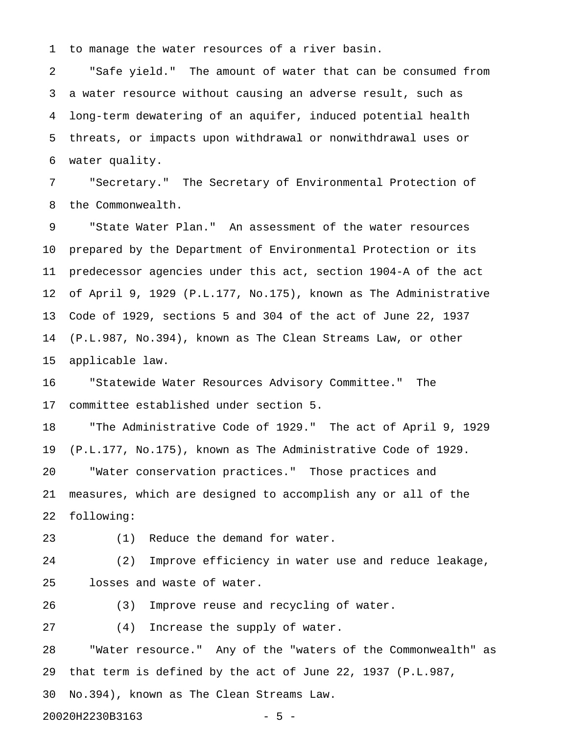to manage the water resources of a river basin.

"Safe yield." The amount of water that can be consumed from a water resource without causing an adverse result, such as long-term dewatering of an aquifer, induced potential health threats, or impacts upon withdrawal or nonwithdrawal uses or water quality.

"Secretary." The Secretary of Environmental Protection of the Commonwealth.

"State Water Plan." An assessment of the water resources prepared by the Department of Environmental Protection or its predecessor agencies under this act, section 1904-A of the act of April 9, 1929 (P.L.177, No.175), known as The Administrative Code of 1929, sections 5 and 304 of the act of June 22, 1937 (P.L.987, No.394), known as The Clean Streams Law, or other applicable law.

"Statewide Water Resources Advisory Committee." The committee established under section 5.

"The Administrative Code of 1929." The act of April 9, 1929 (P.L.177, No.175), known as The Administrative Code of 1929.

"Water conservation practices." Those practices and measures, which are designed to accomplish any or all of the following:

(1) Reduce the demand for water.

(2) Improve efficiency in water use and reduce leakage, losses and waste of water.

(3) Improve reuse and recycling of water.

(4) Increase the supply of water.

"Water resource." Any of the "waters of the Commonwealth" as that term is defined by the act of June 22, 1937 (P.L.987, No.394), known as The Clean Streams Law.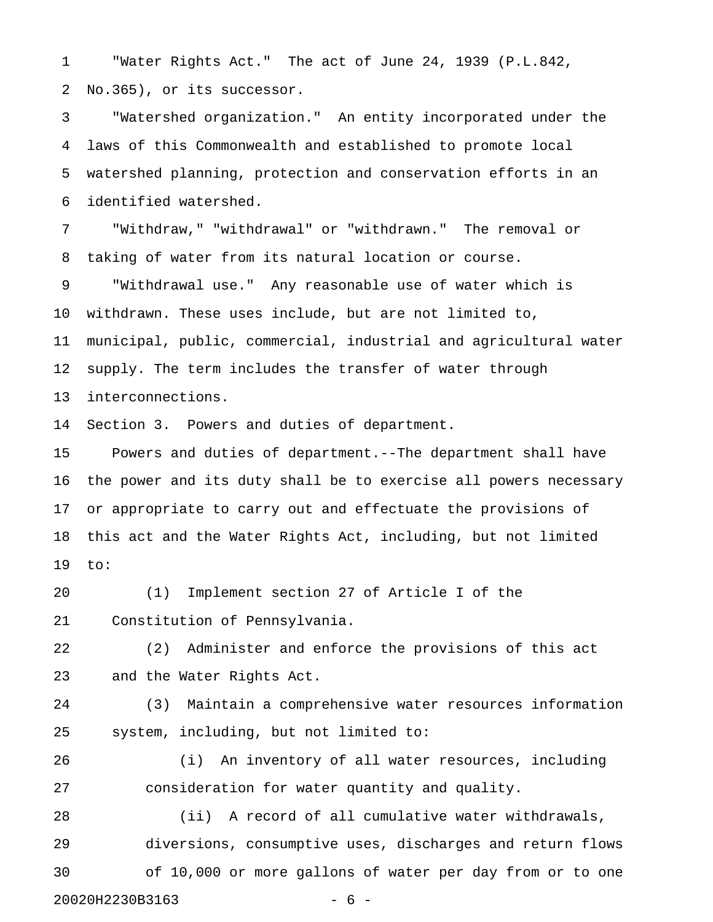"Water Rights Act." The act of June 24, 1939 (P.L.842, No.365), or its successor.

"Watershed organization." An entity incorporated under the laws of this Commonwealth and established to promote local watershed planning, protection and conservation efforts in an identified watershed.

"Withdraw," "withdrawal" or "withdrawn." The removal or taking of water from its natural location or course.

"Withdrawal use." Any reasonable use of water which is withdrawn. These uses include, but are not limited to, municipal, public, commercial, industrial and agricultural water supply. The term includes the transfer of water through interconnections.

## Section 3. Powers and duties of department.

Powers and duties of department.--The department shall have the power and its duty shall be to exercise all powers necessary or appropriate to carry out and effectuate the provisions of this act and the Water Rights Act, including, but not limited to:

(1) Implement section 27 of Article I of the Constitution of Pennsylvania.

(2) Administer and enforce the provisions of this act and the Water Rights Act.

(3) Maintain a comprehensive water resources information system, including, but not limited to:

(i) An inventory of all water resources, including consideration for water quantity and quality.

(ii) A record of all cumulative water withdrawals, diversions, consumptive uses, discharges and return flows of 10,000 or more gallons of water per day from or to one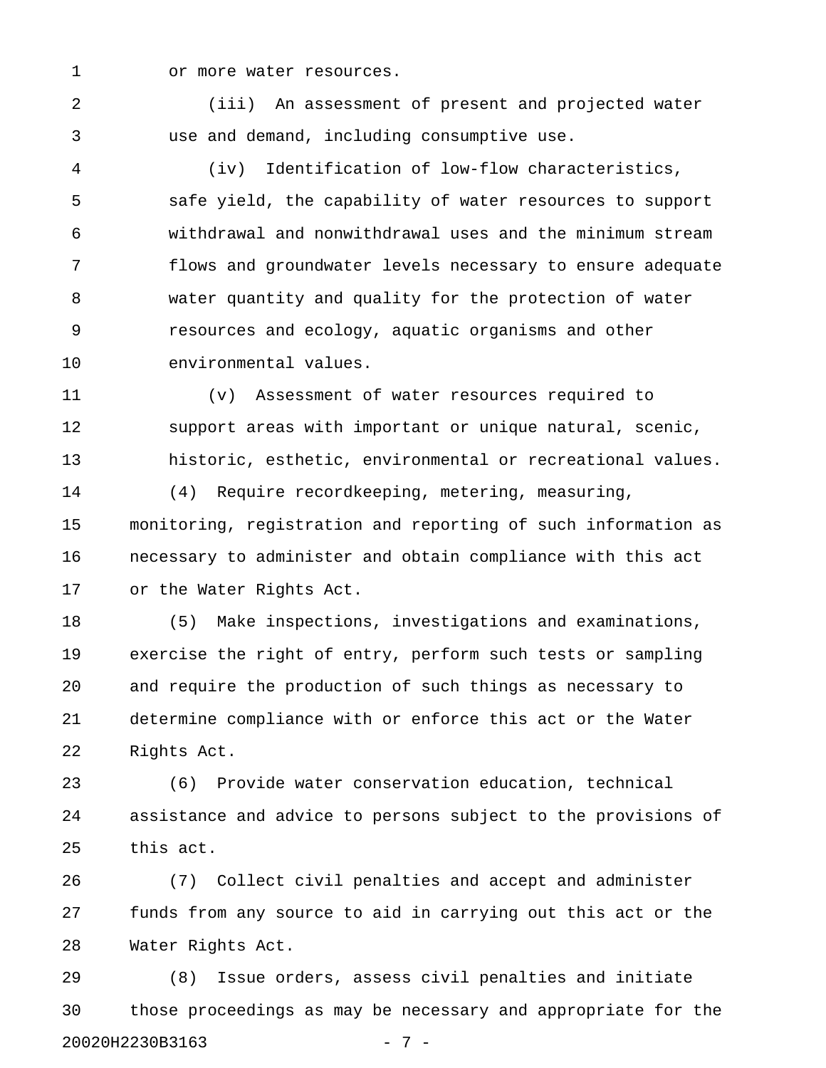or more water resources.

(iii) An assessment of present and projected water use and demand, including consumptive use.

(iv) Identification of low-flow characteristics, safe yield, the capability of water resources to support withdrawal and nonwithdrawal uses and the minimum stream flows and groundwater levels necessary to ensure adequate water quantity and quality for the protection of water resources and ecology, aquatic organisms and other environmental values.

(v) Assessment of water resources required to support areas with important or unique natural, scenic, historic, esthetic, environmental or recreational values.

(4) Require recordkeeping, metering, measuring, monitoring, registration and reporting of such information as necessary to administer and obtain compliance with this act or the Water Rights Act.

(5) Make inspections, investigations and examinations, exercise the right of entry, perform such tests or sampling and require the production of such things as necessary to determine compliance with or enforce this act or the Water Rights Act.

(6) Provide water conservation education, technical assistance and advice to persons subject to the provisions of this act.

(7) Collect civil penalties and accept and administer funds from any source to aid in carrying out this act or the Water Rights Act.

(8) Issue orders, assess civil penalties and initiate those proceedings as may be necessary and appropriate for the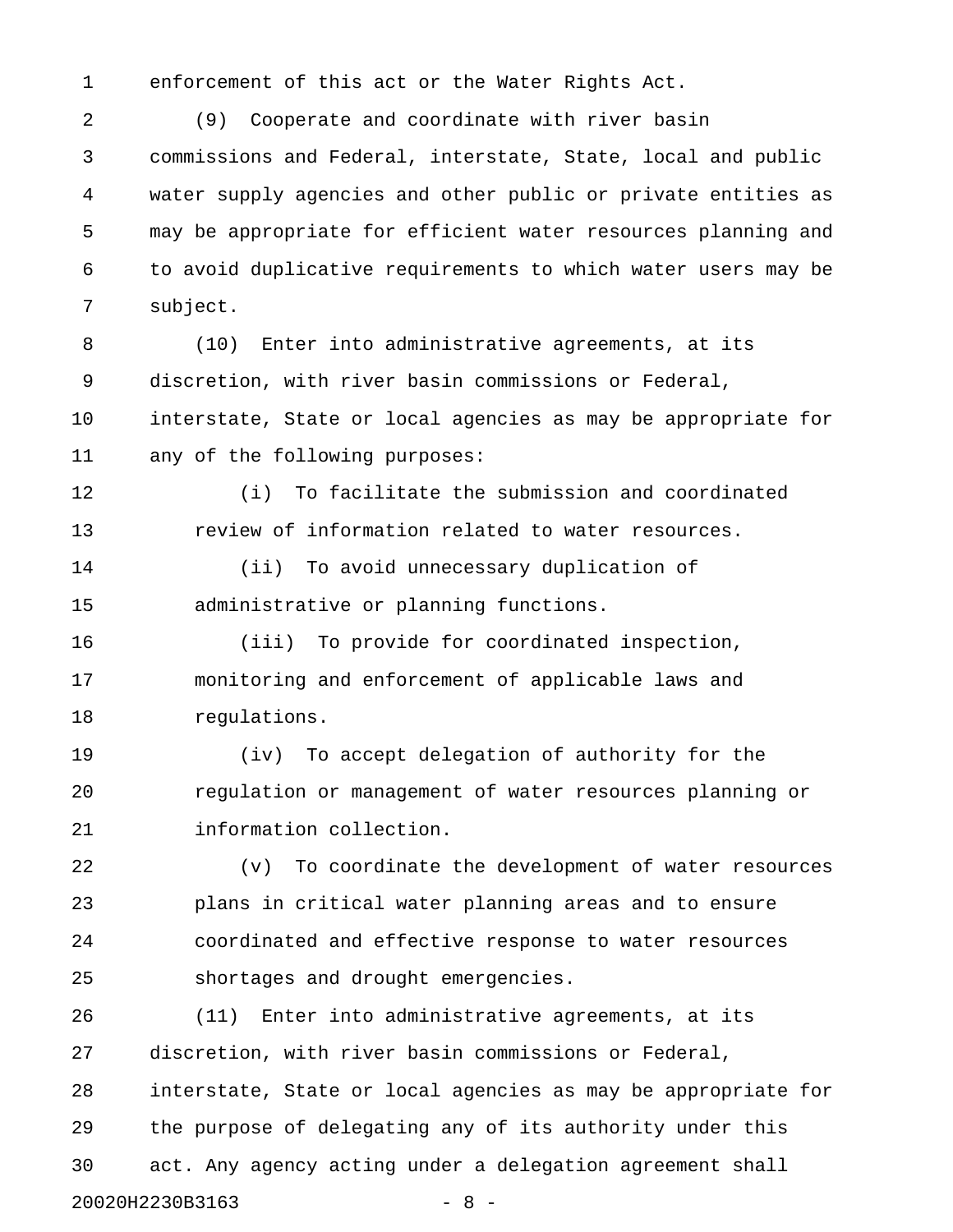enforcement of this act or the Water Rights Act.

(9) Cooperate and coordinate with river basin commissions and Federal, interstate, State, local and public water supply agencies and other public or private entities as may be appropriate for efficient water resources planning and to avoid duplicative requirements to which water users may be subject.

(10) Enter into administrative agreements, at its discretion, with river basin commissions or Federal, interstate, State or local agencies as may be appropriate for any of the following purposes:

(i) To facilitate the submission and coordinated review of information related to water resources.

(ii) To avoid unnecessary duplication of administrative or planning functions.

(iii) To provide for coordinated inspection, monitoring and enforcement of applicable laws and regulations.

(iv) To accept delegation of authority for the regulation or management of water resources planning or information collection.

(v) To coordinate the development of water resources plans in critical water planning areas and to ensure coordinated and effective response to water resources shortages and drought emergencies.

(11) Enter into administrative agreements, at its discretion, with river basin commissions or Federal, interstate, State or local agencies as may be appropriate for the purpose of delegating any of its authority under this act. Any agency acting under a delegation agreement shall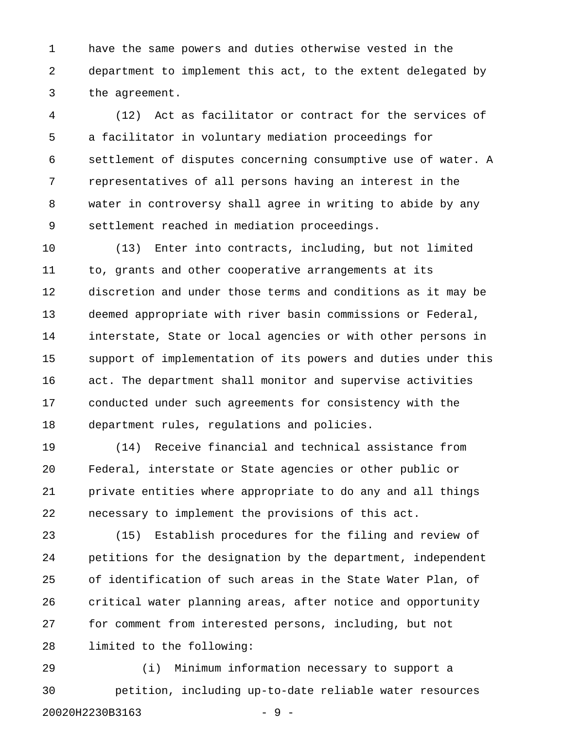have the same powers and duties otherwise vested in the department to implement this act, to the extent delegated by the agreement.

(12) Act as facilitator or contract for the services of a facilitator in voluntary mediation proceedings for settlement of disputes concerning consumptive use of water. A representatives of all persons having an interest in the water in controversy shall agree in writing to abide by any settlement reached in mediation proceedings.

(13) Enter into contracts, including, but not limited to, grants and other cooperative arrangements at its discretion and under those terms and conditions as it may be deemed appropriate with river basin commissions or Federal, interstate, State or local agencies or with other persons in support of implementation of its powers and duties under this act. The department shall monitor and supervise activities conducted under such agreements for consistency with the department rules, regulations and policies.

(14) Receive financial and technical assistance from Federal, interstate or State agencies or other public or private entities where appropriate to do any and all things necessary to implement the provisions of this act.

(15) Establish procedures for the filing and review of petitions for the designation by the department, independent of identification of such areas in the State Water Plan, of critical water planning areas, after notice and opportunity for comment from interested persons, including, but not limited to the following:

(i) Minimum information necessary to support a petition, including up-to-date reliable water resources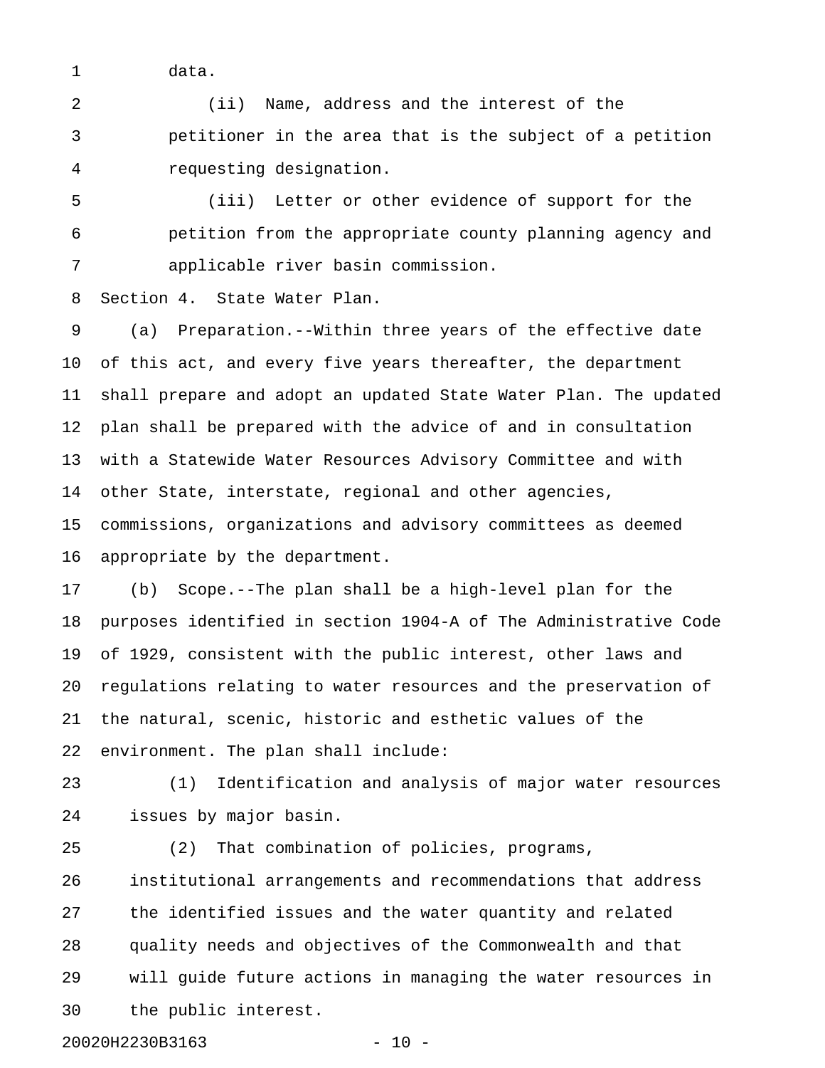data.

(ii) Name, address and the interest of the petitioner in the area that is the subject of a petition requesting designation.

(iii) Letter or other evidence of support for the petition from the appropriate county planning agency and applicable river basin commission.

Section 4. State Water Plan.

(a) Preparation.--Within three years of the effective date of this act, and every five years thereafter, the department shall prepare and adopt an updated State Water Plan. The updated plan shall be prepared with the advice of and in consultation with a Statewide Water Resources Advisory Committee and with other State, interstate, regional and other agencies, commissions, organizations and advisory committees as deemed appropriate by the department.

(b) Scope.--The plan shall be a high-level plan for the purposes identified in section 1904-A of The Administrative Code of 1929, consistent with the public interest, other laws and regulations relating to water resources and the preservation of the natural, scenic, historic and esthetic values of the environment. The plan shall include:

(1) Identification and analysis of major water resources issues by major basin.

(2) That combination of policies, programs, institutional arrangements and recommendations that address the identified issues and the water quantity and related quality needs and objectives of the Commonwealth and that will guide future actions in managing the water resources in the public interest.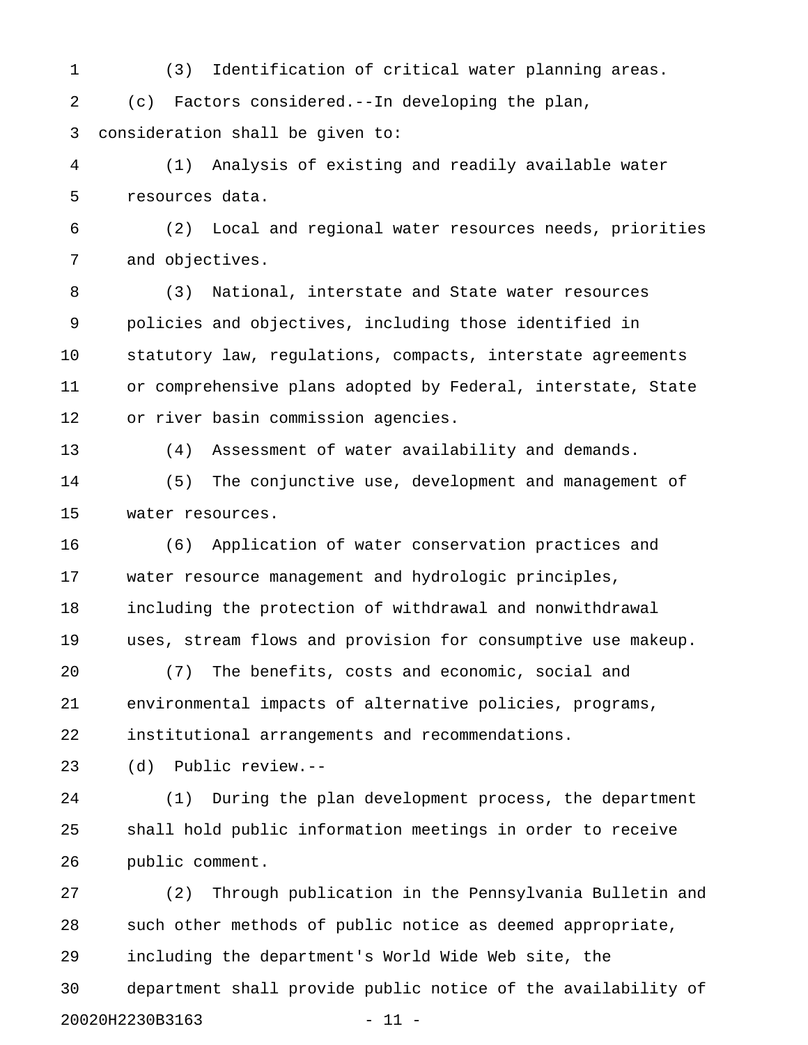(3) Identification of critical water planning areas.

(c) Factors considered.--In developing the plan, consideration shall be given to:

(1) Analysis of existing and readily available water resources data.

(2) Local and regional water resources needs, priorities and objectives.

(3) National, interstate and State water resources policies and objectives, including those identified in statutory law, regulations, compacts, interstate agreements or comprehensive plans adopted by Federal, interstate, State or river basin commission agencies.

(4) Assessment of water availability and demands.

(5) The conjunctive use, development and management of water resources.

(6) Application of water conservation practices and water resource management and hydrologic principles, including the protection of withdrawal and nonwithdrawal uses, stream flows and provision for consumptive use makeup.

(7) The benefits, costs and economic, social and environmental impacts of alternative policies, programs, institutional arrangements and recommendations.

(d) Public review.--

(1) During the plan development process, the department shall hold public information meetings in order to receive public comment.

(2) Through publication in the Pennsylvania Bulletin and such other methods of public notice as deemed appropriate, including the department's World Wide Web site, the department shall provide public notice of the availability of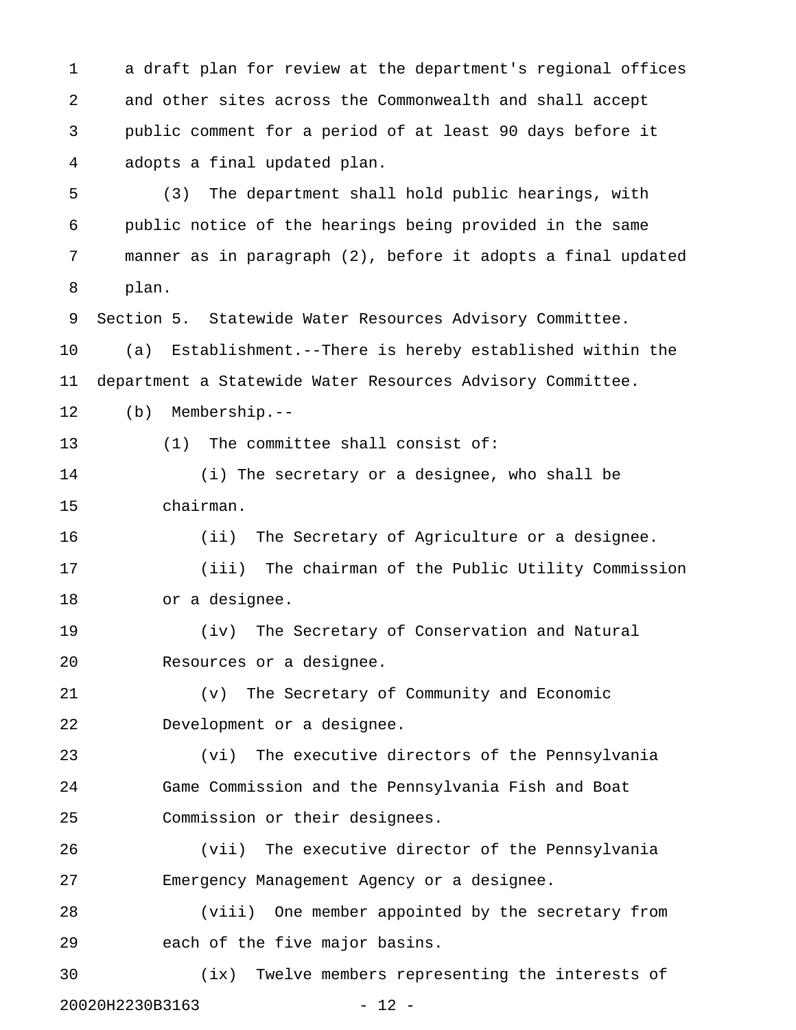a draft plan for review at the department's regional offices and other sites across the Commonwealth and shall accept public comment for a period of at least 90 days before it adopts a final updated plan.

(3) The department shall hold public hearings, with public notice of the hearings being provided in the same manner as in paragraph (2), before it adopts a final updated plan.

Section 5. Statewide Water Resources Advisory Committee.

(a) Establishment.--There is hereby established within the department a Statewide Water Resources Advisory Committee.

(b) Membership.--

(1) The committee shall consist of:

(i) The secretary or a designee, who shall be chairman.

(ii) The Secretary of Agriculture or a designee.

(iii) The chairman of the Public Utility Commission or a designee.

(iv) The Secretary of Conservation and Natural Resources or a designee.

(v) The Secretary of Community and Economic Development or a designee.

(vi) The executive directors of the Pennsylvania Game Commission and the Pennsylvania Fish and Boat Commission or their designees.

(vii) The executive director of the Pennsylvania Emergency Management Agency or a designee.

(viii) One member appointed by the secretary from each of the five major basins.

(ix) Twelve members representing the interests of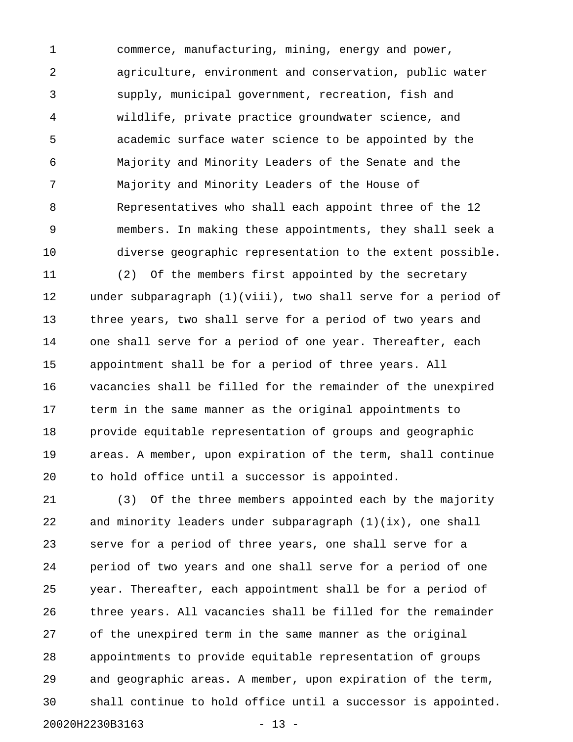commerce, manufacturing, mining, energy and power, agriculture, environment and conservation, public water supply, municipal government, recreation, fish and wildlife, private practice groundwater science, and academic surface water science to be appointed by the Majority and Minority Leaders of the Senate and the Majority and Minority Leaders of the House of Representatives who shall each appoint three of the 12 members. In making these appointments, they shall seek a diverse geographic representation to the extent possible.

(2) Of the members first appointed by the secretary under subparagraph (1)(viii), two shall serve for a period of three years, two shall serve for a period of two years and one shall serve for a period of one year. Thereafter, each appointment shall be for a period of three years. All vacancies shall be filled for the remainder of the unexpired term in the same manner as the original appointments to provide equitable representation of groups and geographic areas. A member, upon expiration of the term, shall continue to hold office until a successor is appointed.

(3) Of the three members appointed each by the majority and minority leaders under subparagraph (1)(ix), one shall serve for a period of three years, one shall serve for a period of two years and one shall serve for a period of one year. Thereafter, each appointment shall be for a period of three years. All vacancies shall be filled for the remainder of the unexpired term in the same manner as the original appointments to provide equitable representation of groups and geographic areas. A member, upon expiration of the term, shall continue to hold office until a successor is appointed.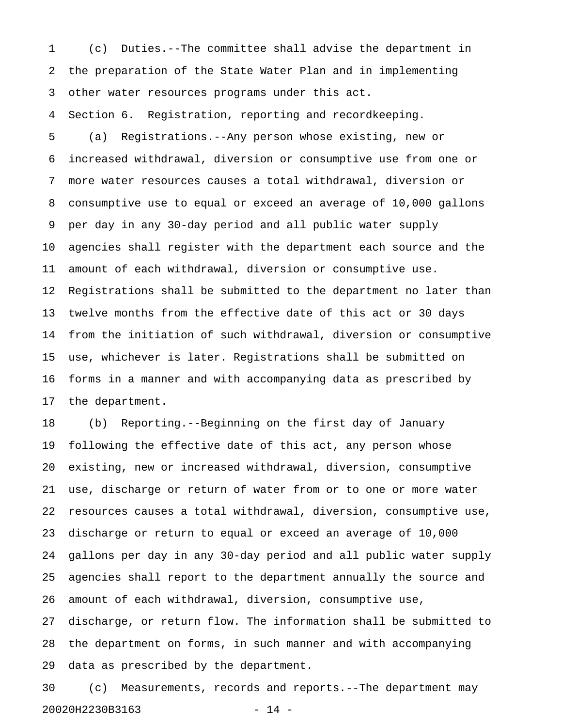(c) Duties.--The committee shall advise the department in the preparation of the State Water Plan and in implementing other water resources programs under this act.

Section 6. Registration, reporting and recordkeeping.

(a) Registrations.--Any person whose existing, new or increased withdrawal, diversion or consumptive use from one or more water resources causes a total withdrawal, diversion or consumptive use to equal or exceed an average of 10,000 gallons per day in any 30-day period and all public water supply agencies shall register with the department each source and the amount of each withdrawal, diversion or consumptive use. Registrations shall be submitted to the department no later than twelve months from the effective date of this act or 30 days from the initiation of such withdrawal, diversion or consumptive use, whichever is later. Registrations shall be submitted on forms in a manner and with accompanying data as prescribed by the department.

(b) Reporting.--Beginning on the first day of January following the effective date of this act, any person whose existing, new or increased withdrawal, diversion, consumptive use, discharge or return of water from or to one or more water resources causes a total withdrawal, diversion, consumptive use, discharge or return to equal or exceed an average of 10,000 gallons per day in any 30-day period and all public water supply agencies shall report to the department annually the source and amount of each withdrawal, diversion, consumptive use, discharge, or return flow. The information shall be submitted to the department on forms, in such manner and with accompanying data as prescribed by the department.

(c) Measurements, records and reports.--The department may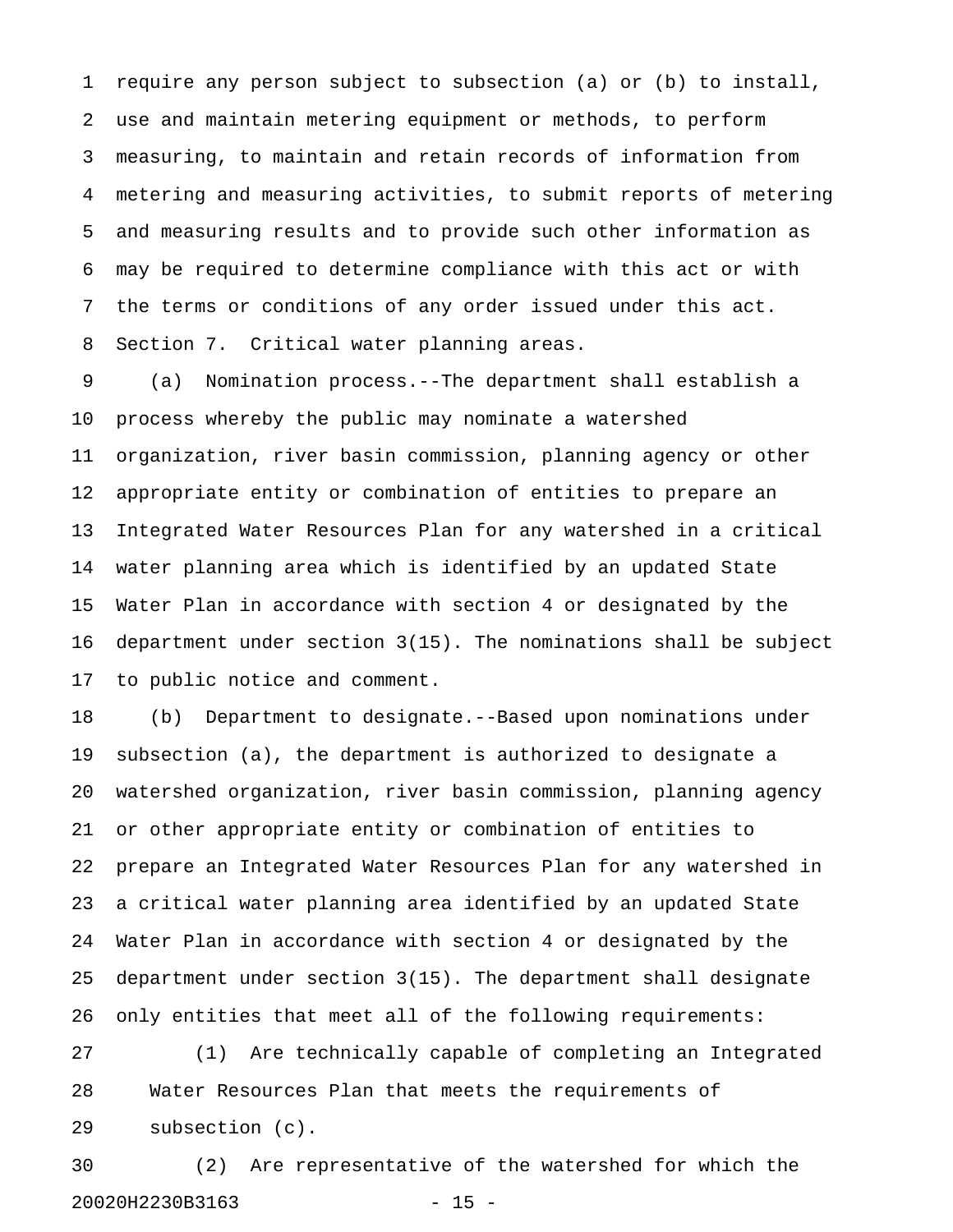require any person subject to subsection (a) or (b) to install, use and maintain metering equipment or methods, to perform measuring, to maintain and retain records of information from metering and measuring activities, to submit reports of metering and measuring results and to provide such other information as may be required to determine compliance with this act or with the terms or conditions of any order issued under this act.

Section 7. Critical water planning areas.

(a) Nomination process.--The department shall establish a process whereby the public may nominate a watershed organization, river basin commission, planning agency or other appropriate entity or combination of entities to prepare an Integrated Water Resources Plan for any watershed in a critical water planning area which is identified by an updated State Water Plan in accordance with section 4 or designated by the department under section 3(15). The nominations shall be subject to public notice and comment.

(b) Department to designate.--Based upon nominations under subsection (a), the department is authorized to designate a watershed organization, river basin commission, planning agency or other appropriate entity or combination of entities to prepare an Integrated Water Resources Plan for any watershed in a critical water planning area identified by an updated State Water Plan in accordance with section 4 or designated by the department under section 3(15). The department shall designate only entities that meet all of the following requirements:

(1) Are technically capable of completing an Integrated Water Resources Plan that meets the requirements of subsection (c).

(2) Are representative of the watershed for which the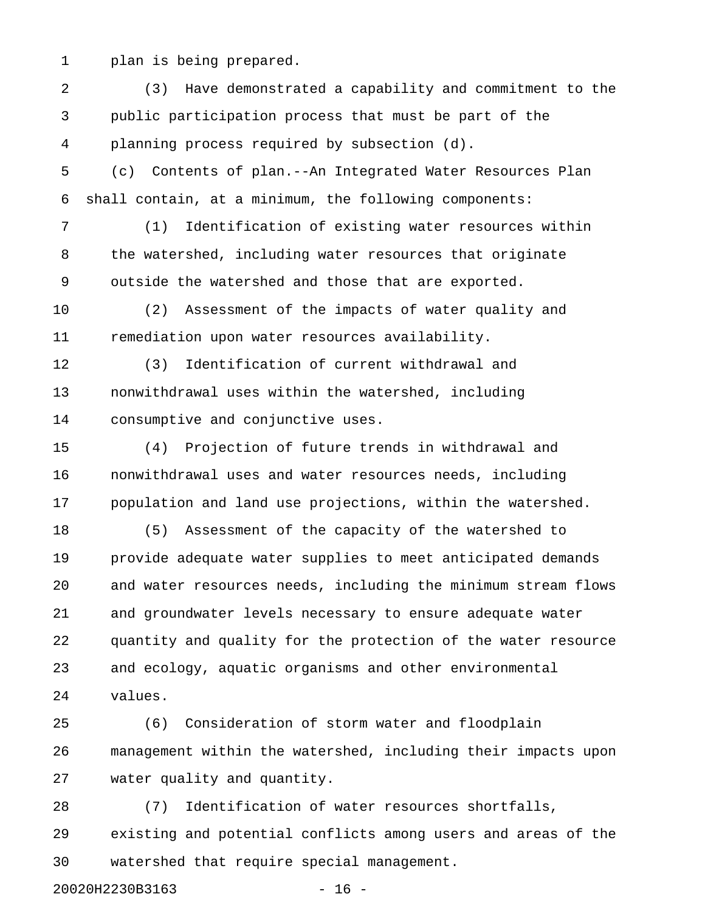plan is being prepared.

(3) Have demonstrated a capability and commitment to the public participation process that must be part of the planning process required by subsection (d).

(c) Contents of plan.--An Integrated Water Resources Plan shall contain, at a minimum, the following components:

(1) Identification of existing water resources within the watershed, including water resources that originate outside the watershed and those that are exported.

(2) Assessment of the impacts of water quality and remediation upon water resources availability.

(3) Identification of current withdrawal and nonwithdrawal uses within the watershed, including consumptive and conjunctive uses.

(4) Projection of future trends in withdrawal and nonwithdrawal uses and water resources needs, including population and land use projections, within the watershed.

(5) Assessment of the capacity of the watershed to provide adequate water supplies to meet anticipated demands and water resources needs, including the minimum stream flows and groundwater levels necessary to ensure adequate water quantity and quality for the protection of the water resource and ecology, aquatic organisms and other environmental values.

(6) Consideration of storm water and floodplain management within the watershed, including their impacts upon water quality and quantity.

(7) Identification of water resources shortfalls, existing and potential conflicts among users and areas of the watershed that require special management.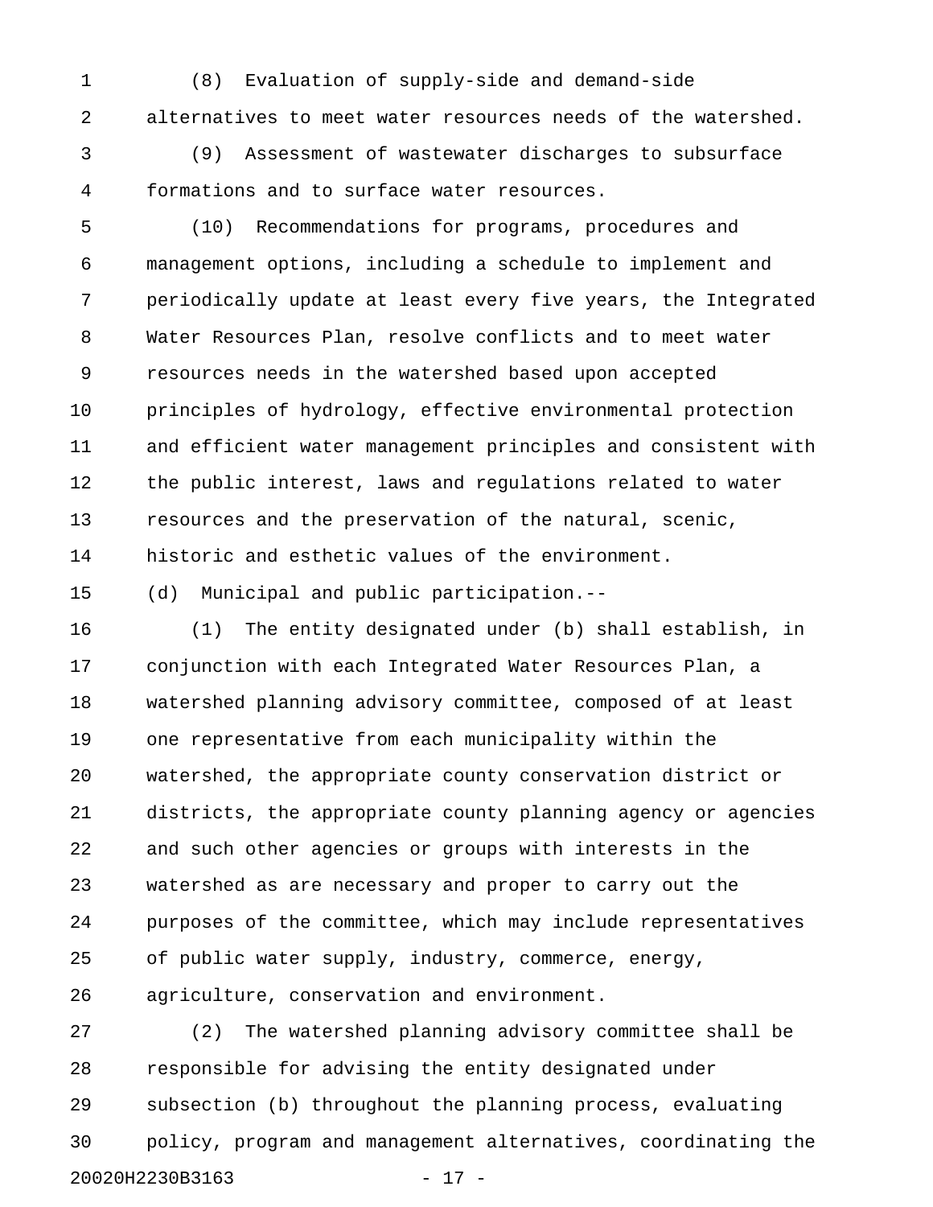(8) Evaluation of supply-side and demand-side alternatives to meet water resources needs of the watershed.

(9) Assessment of wastewater discharges to subsurface formations and to surface water resources.

(10) Recommendations for programs, procedures and management options, including a schedule to implement and periodically update at least every five years, the Integrated Water Resources Plan, resolve conflicts and to meet water resources needs in the watershed based upon accepted principles of hydrology, effective environmental protection and efficient water management principles and consistent with the public interest, laws and regulations related to water resources and the preservation of the natural, scenic, historic and esthetic values of the environment.

(d) Municipal and public participation.--

(1) The entity designated under (b) shall establish, in conjunction with each Integrated Water Resources Plan, a watershed planning advisory committee, composed of at least one representative from each municipality within the watershed, the appropriate county conservation district or districts, the appropriate county planning agency or agencies and such other agencies or groups with interests in the watershed as are necessary and proper to carry out the purposes of the committee, which may include representatives of public water supply, industry, commerce, energy, agriculture, conservation and environment.

(2) The watershed planning advisory committee shall be responsible for advising the entity designated under subsection (b) throughout the planning process, evaluating policy, program and management alternatives, coordinating the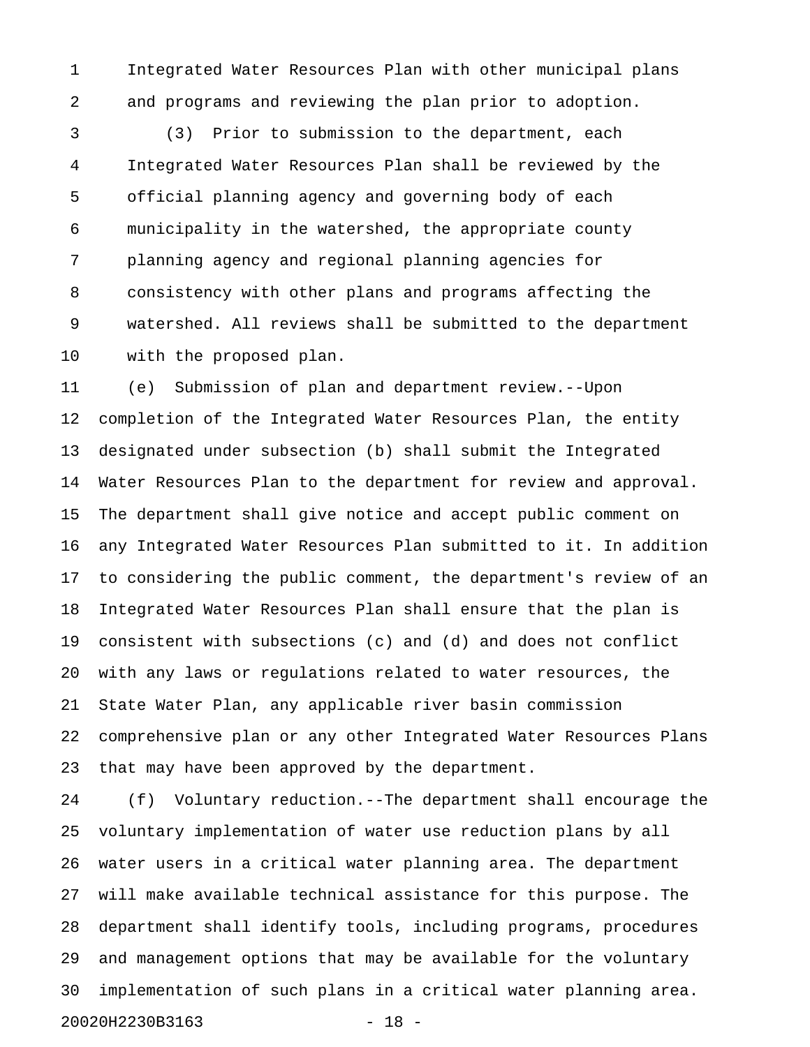Integrated Water Resources Plan with other municipal plans and programs and reviewing the plan prior to adoption.

(3) Prior to submission to the department, each Integrated Water Resources Plan shall be reviewed by the official planning agency and governing body of each municipality in the watershed, the appropriate county planning agency and regional planning agencies for consistency with other plans and programs affecting the watershed. All reviews shall be submitted to the department with the proposed plan.

(e) Submission of plan and department review.--Upon completion of the Integrated Water Resources Plan, the entity designated under subsection (b) shall submit the Integrated Water Resources Plan to the department for review and approval. The department shall give notice and accept public comment on any Integrated Water Resources Plan submitted to it. In addition to considering the public comment, the department's review of an Integrated Water Resources Plan shall ensure that the plan is consistent with subsections (c) and (d) and does not conflict with any laws or regulations related to water resources, the State Water Plan, any applicable river basin commission comprehensive plan or any other Integrated Water Resources Plans that may have been approved by the department.

(f) Voluntary reduction.--The department shall encourage the voluntary implementation of water use reduction plans by all water users in a critical water planning area. The department will make available technical assistance for this purpose. The department shall identify tools, including programs, procedures and management options that may be available for the voluntary implementation of such plans in a critical water planning area.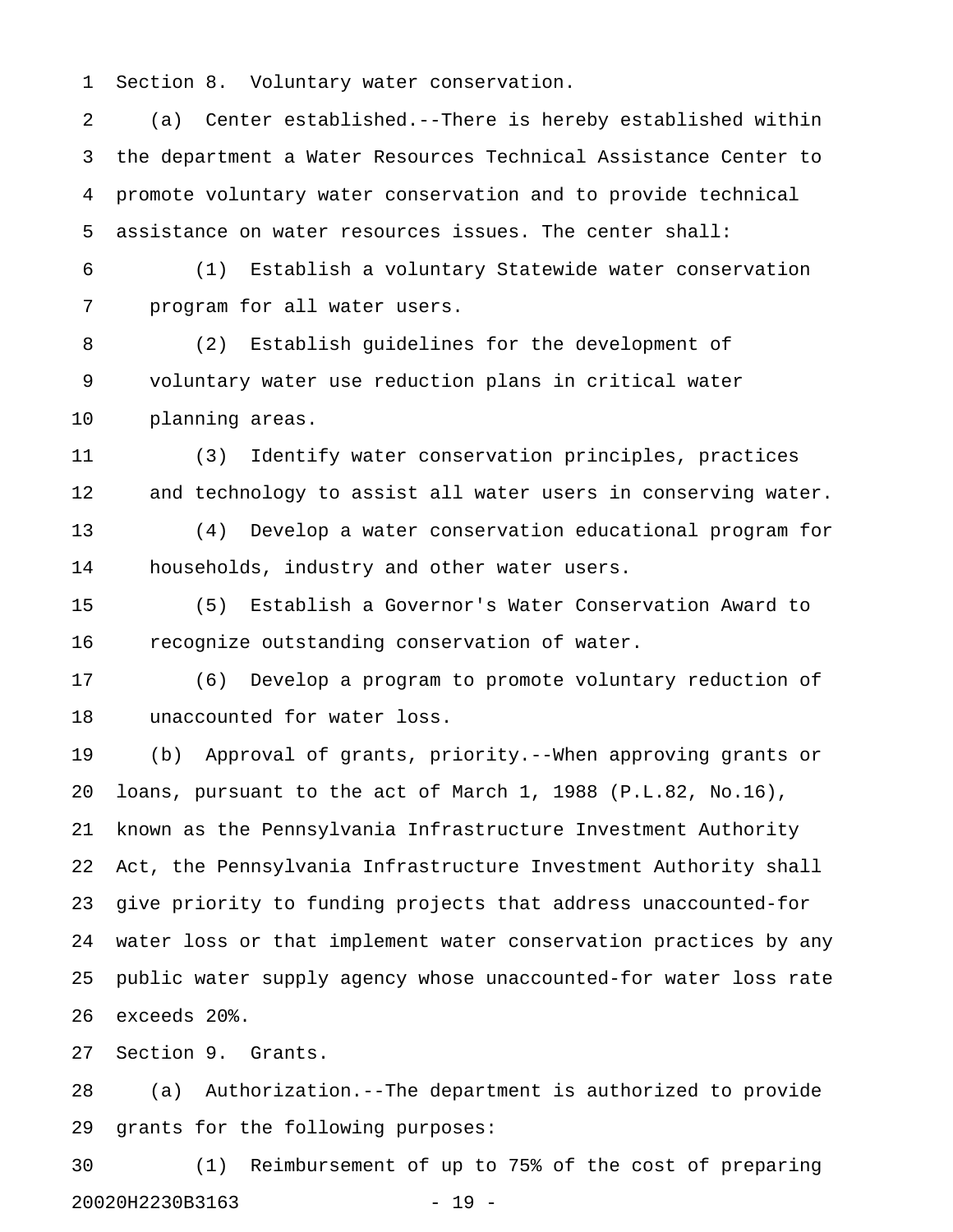Section 8. Voluntary water conservation.

(a) Center established.--There is hereby established within the department a Water Resources Technical Assistance Center to promote voluntary water conservation and to provide technical assistance on water resources issues. The center shall:

(1) Establish a voluntary Statewide water conservation program for all water users.

(2) Establish guidelines for the development of voluntary water use reduction plans in critical water planning areas.

(3) Identify water conservation principles, practices and technology to assist all water users in conserving water.

(4) Develop a water conservation educational program for households, industry and other water users.

(5) Establish a Governor's Water Conservation Award to recognize outstanding conservation of water.

(6) Develop a program to promote voluntary reduction of unaccounted for water loss.

(b) Approval of grants, priority.--When approving grants or loans, pursuant to the act of March 1, 1988 (P.L.82, No.16), known as the Pennsylvania Infrastructure Investment Authority Act, the Pennsylvania Infrastructure Investment Authority shall give priority to funding projects that address unaccounted-for water loss or that implement water conservation practices by any public water supply agency whose unaccounted-for water loss rate exceeds 20%.

Section 9. Grants.

(a) Authorization.--The department is authorized to provide grants for the following purposes:

(1) Reimbursement of up to 75% of the cost of preparing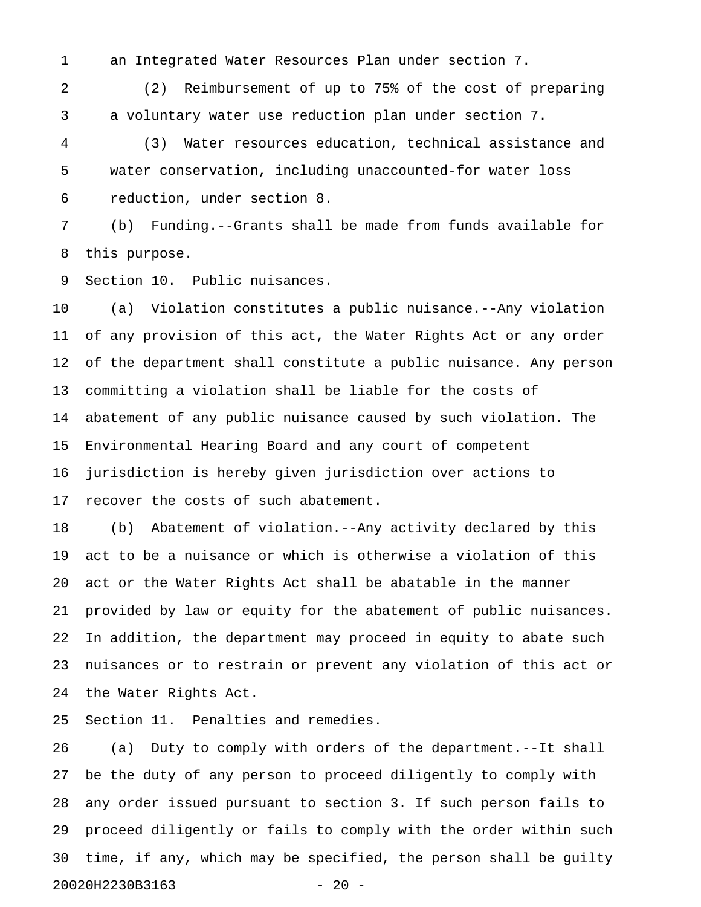an Integrated Water Resources Plan under section 7.

(2) Reimbursement of up to 75% of the cost of preparing a voluntary water use reduction plan under section 7.

(3) Water resources education, technical assistance and water conservation, including unaccounted-for water loss reduction, under section 8.

(b) Funding.--Grants shall be made from funds available for this purpose.

Section 10. Public nuisances.

(a) Violation constitutes a public nuisance.--Any violation of any provision of this act, the Water Rights Act or any order of the department shall constitute a public nuisance. Any person committing a violation shall be liable for the costs of abatement of any public nuisance caused by such violation. The Environmental Hearing Board and any court of competent jurisdiction is hereby given jurisdiction over actions to recover the costs of such abatement.

(b) Abatement of violation.--Any activity declared by this act to be a nuisance or which is otherwise a violation of this act or the Water Rights Act shall be abatable in the manner provided by law or equity for the abatement of public nuisances. In addition, the department may proceed in equity to abate such nuisances or to restrain or prevent any violation of this act or the Water Rights Act.

Section 11. Penalties and remedies.

(a) Duty to comply with orders of the department.--It shall be the duty of any person to proceed diligently to comply with any order issued pursuant to section 3. If such person fails to proceed diligently or fails to comply with the order within such time, if any, which may be specified, the person shall be guilty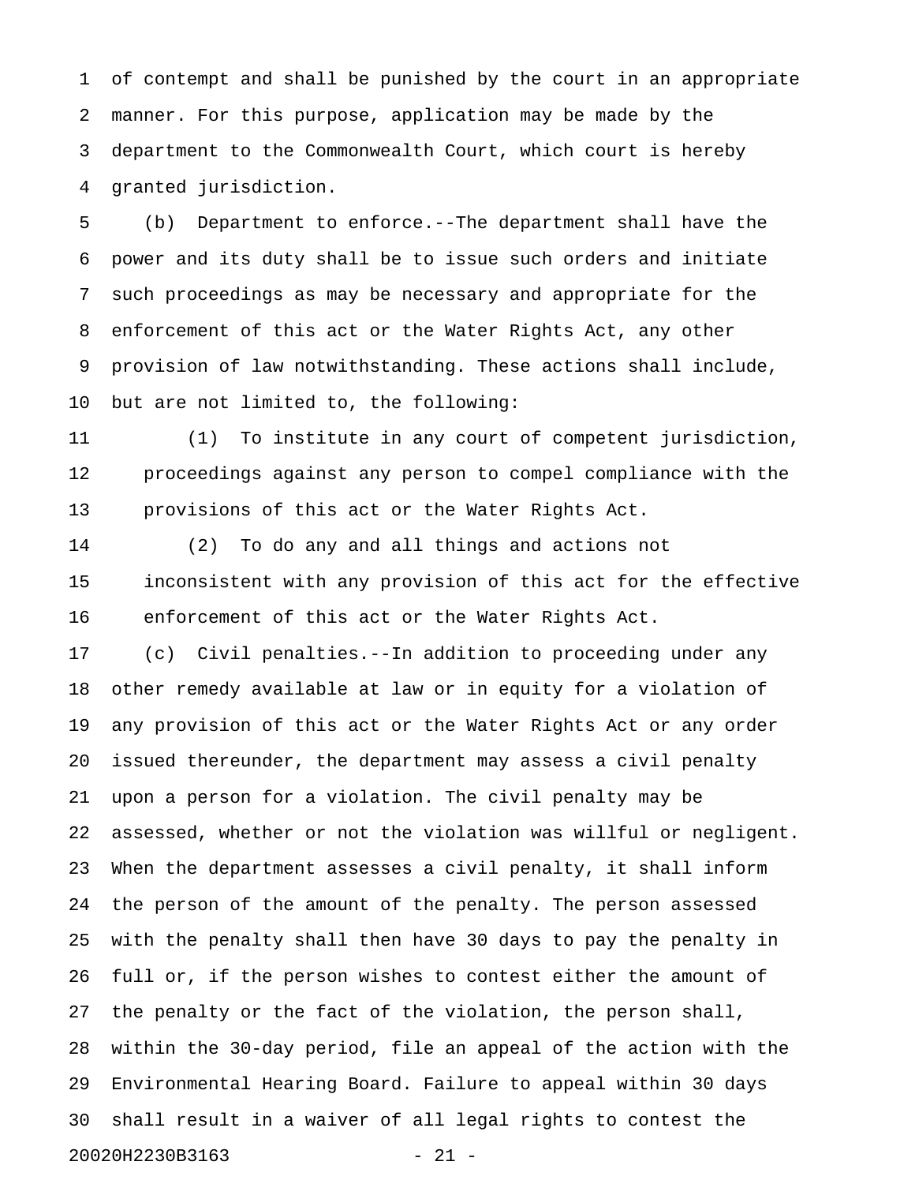of contempt and shall be punished by the court in an appropriate manner. For this purpose, application may be made by the department to the Commonwealth Court, which court is hereby granted jurisdiction.

(b) Department to enforce.--The department shall have the power and its duty shall be to issue such orders and initiate such proceedings as may be necessary and appropriate for the enforcement of this act or the Water Rights Act, any other provision of law notwithstanding. These actions shall include, but are not limited to, the following:

(1) To institute in any court of competent jurisdiction, proceedings against any person to compel compliance with the provisions of this act or the Water Rights Act.

(2) To do any and all things and actions not inconsistent with any provision of this act for the effective enforcement of this act or the Water Rights Act.

(c) Civil penalties.--In addition to proceeding under any other remedy available at law or in equity for a violation of any provision of this act or the Water Rights Act or any order issued thereunder, the department may assess a civil penalty upon a person for a violation. The civil penalty may be assessed, whether or not the violation was willful or negligent. When the department assesses a civil penalty, it shall inform the person of the amount of the penalty. The person assessed with the penalty shall then have 30 days to pay the penalty in full or, if the person wishes to contest either the amount of the penalty or the fact of the violation, the person shall, within the 30-day period, file an appeal of the action with the Environmental Hearing Board. Failure to appeal within 30 days shall result in a waiver of all legal rights to contest the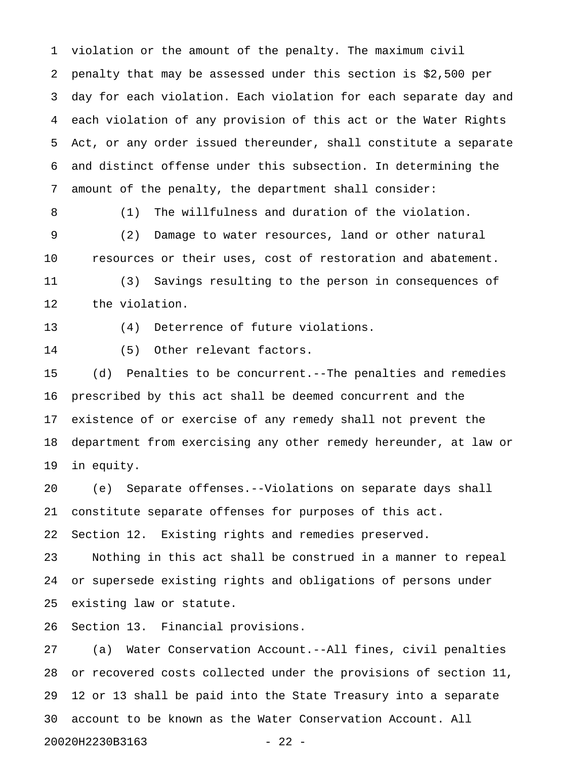violation or the amount of the penalty. The maximum civil penalty that may be assessed under this section is $2,500 per day for each violation. Each violation for each separate day and each violation of any provision of this act or the Water Rights Act, or any order issued thereunder, shall constitute a separate and distinct offense under this subsection. In determining the amount of the penalty, the department shall consider:

(1) The willfulness and duration of the violation.

(2) Damage to water resources, land or other natural resources or their uses, cost of restoration and abatement.

(3) Savings resulting to the person in consequences of the violation.

(4) Deterrence of future violations.

(5) Other relevant factors.

(d) Penalties to be concurrent.--The penalties and remedies prescribed by this act shall be deemed concurrent and the existence of or exercise of any remedy shall not prevent the department from exercising any other remedy hereunder, at law or in equity.

(e) Separate offenses.--Violations on separate days shall constitute separate offenses for purposes of this act.

Section 12. Existing rights and remedies preserved.

Nothing in this act shall be construed in a manner to repeal or supersede existing rights and obligations of persons under existing law or statute.

Section 13. Financial provisions.

(a) Water Conservation Account.--All fines, civil penalties or recovered costs collected under the provisions of section 11, 12 or 13 shall be paid into the State Treasury into a separate account to be known as the Water Conservation Account. All

20020H2230B3163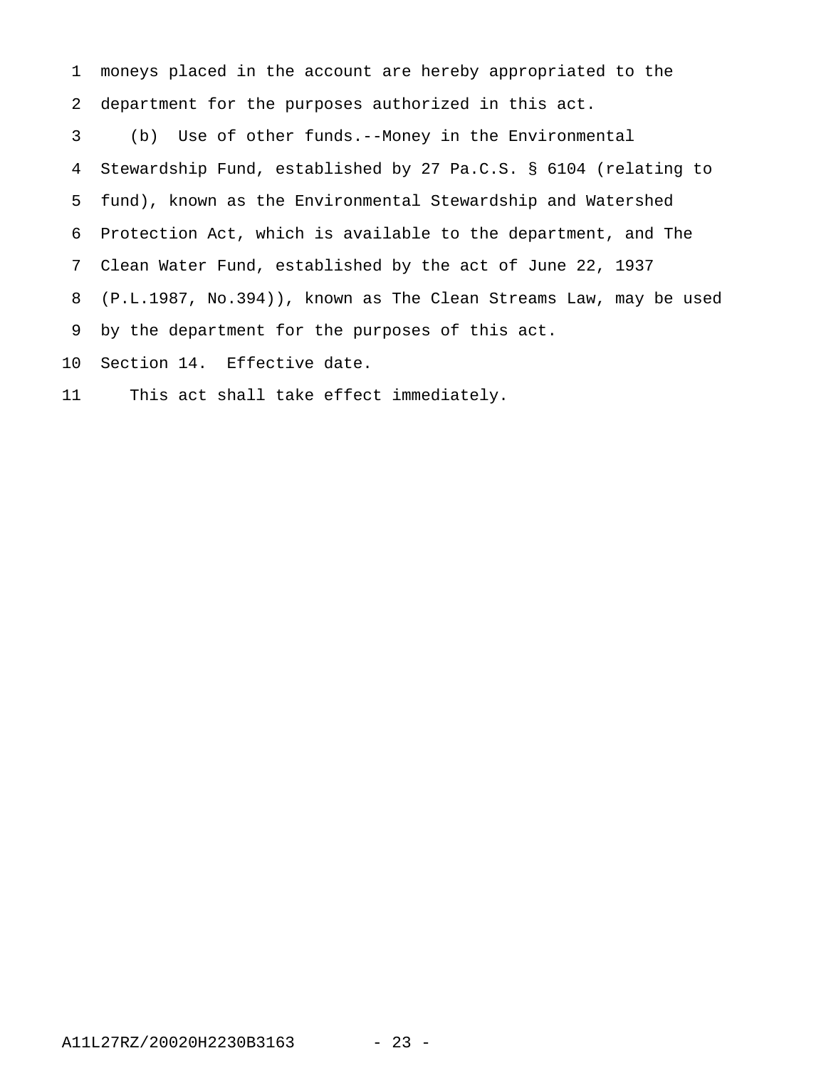moneys placed in the account are hereby appropriated to the department for the purposes authorized in this act.

(b) Use of other funds.--Money in the Environmental Stewardship Fund, established by 27 Pa.C.S. § 6104 (relating to fund), known as the Environmental Stewardship and Watershed Protection Act, which is available to the department, and The Clean Water Fund, established by the act of June 22, 1937 (P.L.1987, No.394)), known as The Clean Streams Law, may be used by the department for the purposes of this act.

Section 14. Effective date.

This act shall take effect immediately.